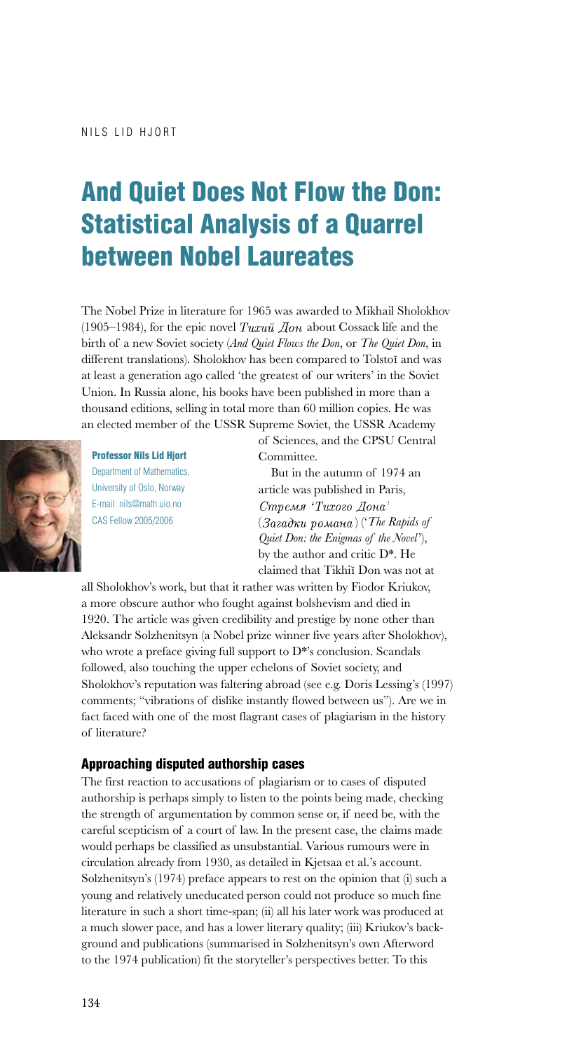NILS LID HJORT

# And Quiet Does Not Flow the Don: Statistical Analysis of a Quarrel between Nobel Laureates

The Nobel Prize in literature for 1965 was awarded to Mikhail Sholokhov (1905–1984), for the epic novel *Тихий Дон* about Cossack life and the birth of a new Soviet society (*And Quiet Flows the Don*, or *The Quiet Don*, in different translations). Sholokhov has been compared to Tolstoĭ and was at least a generation ago called 'the greatest of our writers' in the Soviet Union. In Russia alone, his books have been published in more than a thousand editions, selling in total more than 60 million copies. He was an elected member of the USSR Supreme Soviet, the USSR Academy of Sciences, and the CPSU Central Committee.

**Professor Nils Lid Hjort**
Department of Mathematics,
University of Oslo, Norway
E-mail: nils@math.uio.no
CAS Fellow 2005/2006

But in the autumn of 1974 an article was published in Paris, *Стремя 'Тихого Дона'* (*Загадки романа*) ('*The Rapids of Quiet Don: the Enigmas of the Novel*'), by the author and critic D*. He claimed that Tikhiĭ Don was not at all Sholokhov's work, but that it rather was written by Fiodor Kriukov, a more obscure author who fought against bolshevism and died in 1920. The article was given credibility and prestige by none other than Aleksandr Solzhenitsyn (a Nobel prize winner five years after Sholokhov), who wrote a preface giving full support to D*'s conclusion. Scandals followed, also touching the upper echelons of Soviet society, and Sholokhov's reputation was faltering abroad (see e.g. Doris Lessing's (1997) comments; "vibrations of dislike instantly flowed between us"). Are we in fact faced with one of the most flagrant cases of plagiarism in the history of literature?

## Approaching disputed authorship cases

The first reaction to accusations of plagiarism or to cases of disputed authorship is perhaps simply to listen to the points being made, checking the strength of argumentation by common sense or, if need be, with the careful scepticism of a court of law. In the present case, the claims made would perhaps be classified as unsubstantial. Various rumours were in circulation already from 1930, as detailed in Kjetsaa et al.'s account. Solzhenitsyn's (1974) preface appears to rest on the opinion that (i) such a young and relatively uneducated person could not produce so much fine literature in such a short time-span; (ii) all his later work was produced at a much slower pace, and has a lower literary quality; (iii) Kriukov's background and publications (summarised in Solzhenitsyn's own Afterword to the 1974 publication) fit the storyteller's perspectives better. To this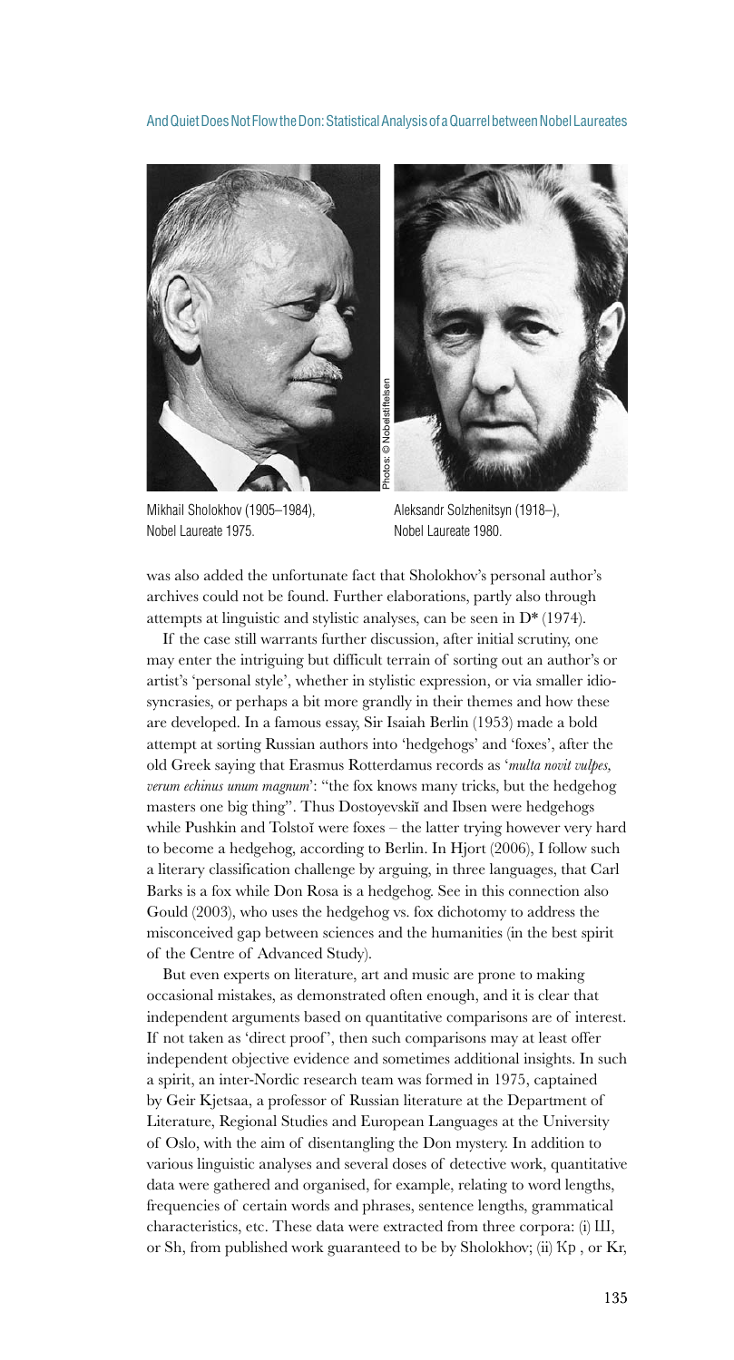Mikhail Sholokhov (1905–1984), Nobel Laureate 1975.

Aleksandr Solzhenitsyn (1918–), Nobel Laureate 1980.

Photos: © Nobelstiftelsen

was also added the unfortunate fact that Sholokhov's personal author's archives could not be found. Further elaborations, partly also through attempts at linguistic and stylistic analyses, can be seen in D* (1974).

If the case still warrants further discussion, after initial scrutiny, one may enter the intriguing but difficult terrain of sorting out an author's or artist's 'personal style', whether in stylistic expression, or via smaller idiosyncrasies, or perhaps a bit more grandly in their themes and how these are developed. In a famous essay, Sir Isaiah Berlin (1953) made a bold attempt at sorting Russian authors into 'hedgehogs' and 'foxes', after the old Greek saying that Erasmus Rotterdamus records as '*multa novit vulpes, verum echinus unum magnum*': "the fox knows many tricks, but the hedgehog masters one big thing". Thus Dostoyevskiĭ and Ibsen were hedgehogs while Pushkin and Tolstoĭ were foxes – the latter trying however very hard to become a hedgehog, according to Berlin. In Hjort (2006), I follow such a literary classification challenge by arguing, in three languages, that Carl Barks is a fox while Don Rosa is a hedgehog. See in this connection also Gould (2003), who uses the hedgehog vs. fox dichotomy to address the misconceived gap between sciences and the humanities (in the best spirit of the Centre of Advanced Study).

But even experts on literature, art and music are prone to making occasional mistakes, as demonstrated often enough, and it is clear that independent arguments based on quantitative comparisons are of interest. If not taken as 'direct proof', then such comparisons may at least offer independent objective evidence and sometimes additional insights. In such a spirit, an inter-Nordic research team was formed in 1975, captained by Geir Kjetsaa, a professor of Russian literature at the Department of Literature, Regional Studies and European Languages at the University of Oslo, with the aim of disentangling the Don mystery. In addition to various linguistic analyses and several doses of detective work, quantitative data were gathered and organised, for example, relating to word lengths, frequencies of certain words and phrases, sentence lengths, grammatical characteristics, etc. These data were extracted from three corpora: (i) Ш, or Sh, from published work guaranteed to be by Sholokhov; (ii) Кр , or Kr,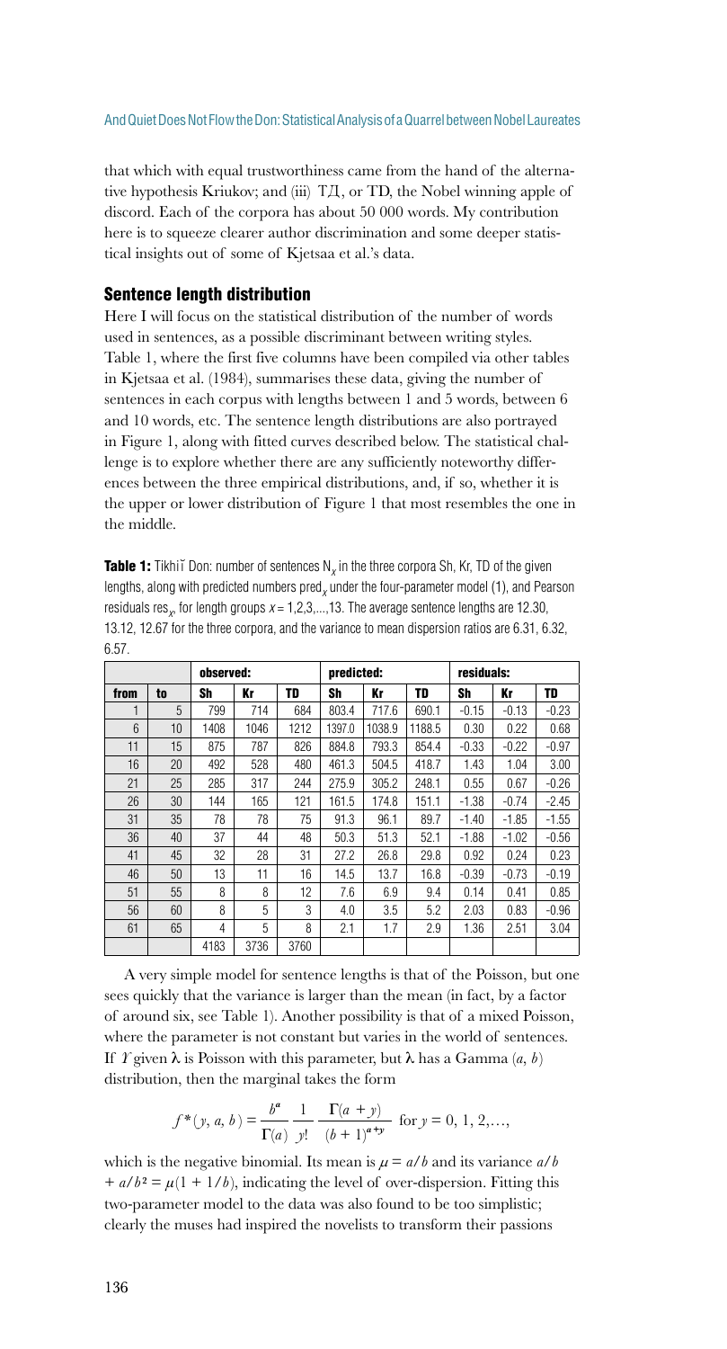that which with equal trustworthiness came from the hand of the alternative hypothesis Kriukov; and (iii) ТД, or TD, the Nobel winning apple of discord. Each of the corpora has about 50 000 words. My contribution here is to squeeze clearer author discrimination and some deeper statistical insights out of some of Kjetsaa et al.'s data.

## Sentence length distribution

Here I will focus on the statistical distribution of the number of words used in sentences, as a possible discriminant between writing styles. Table 1, where the first five columns have been compiled via other tables in Kjetsaa et al. (1984), summarises these data, giving the number of sentences in each corpus with lengths between 1 and 5 words, between 6 and 10 words, etc. The sentence length distributions are also portrayed in Figure 1, along with fitted curves described below. The statistical challenge is to explore whether there are any sufficiently noteworthy differences between the three empirical distributions, and, if so, whether it is the upper or lower distribution of Figure 1 that most resembles the one in the middle.

**Table 1:** Tikhiĭ Don: number of sentences $N_x$ in the three corpora Sh, Kr, TD of the given lengths, along with predicted numbers $\text{pred}_x$ under the four-parameter model (1), and Pearson residuals $\text{res}_x$, for length groups $x = 1,2,3,\ldots,13$. The average sentence lengths are 12.30, 13.12, 12.67 for the three corpora, and the variance to mean dispersion ratios are 6.31, 6.32, 6.57.

| | | observed: | | | predicted: | | | residuals: | | |
|---|---|---|---|---|---|---|---|---|---|---|
| from | to | Sh | Kr | TD | Sh | Kr | TD | Sh | Kr | TD |
| 1 | 5 | 799 | 714 | 684 | 803.4 | 717.6 | 690.1 | -0.15 | -0.13 | -0.23 |
| 6 | 10 | 1408 | 1046 | 1212 | 1397.0 | 1038.9 | 1188.5 | 0.30 | 0.22 | 0.68 |
| 11 | 15 | 875 | 787 | 826 | 884.8 | 793.3 | 854.4 | -0.33 | -0.22 | -0.97 |
| 16 | 20 | 492 | 528 | 480 | 461.3 | 504.5 | 418.7 | 1.43 | 1.04 | 3.00 |
| 21 | 25 | 285 | 317 | 244 | 275.9 | 305.2 | 248.1 | 0.55 | 0.67 | -0.26 |
| 26 | 30 | 144 | 165 | 121 | 161.5 | 174.8 | 151.1 | -1.38 | -0.74 | -2.45 |
| 31 | 35 | 78 | 78 | 75 | 91.3 | 96.1 | 89.7 | -1.40 | -1.85 | -1.55 |
| 36 | 40 | 37 | 44 | 48 | 50.3 | 51.3 | 52.1 | -1.88 | -1.02 | -0.56 |
| 41 | 45 | 32 | 28 | 31 | 27.2 | 26.8 | 29.8 | 0.92 | 0.24 | 0.23 |
| 46 | 50 | 13 | 11 | 16 | 14.5 | 13.7 | 16.8 | -0.39 | -0.73 | -0.19 |
| 51 | 55 | 8 | 8 | 12 | 7.6 | 6.9 | 9.4 | 0.14 | 0.41 | 0.85 |
| 56 | 60 | 8 | 5 | 3 | 4.0 | 3.5 | 5.2 | 2.03 | 0.83 | -0.96 |
| 61 | 65 | 4 | 5 | 8 | 2.1 | 1.7 | 2.9 | 1.36 | 2.51 | 3.04 |
| | | 4183 | 3736 | 3760 | | | | | | |

A very simple model for sentence lengths is that of the Poisson, but one sees quickly that the variance is larger than the mean (in fact, by a factor of around six, see Table 1). Another possibility is that of a mixed Poisson, where the parameter is not constant but varies in the world of sentences. If $Y$ given $\lambda$ is Poisson with this parameter, but $\lambda$ has a Gamma $(a, b)$ distribution, then the marginal takes the form

$$f^*(y, a, b) = \frac{b^a}{\Gamma(a)} \frac{1}{y!} \frac{\Gamma(a+y)}{(b+1)^{a+y}} \text{ for } y = 0, 1, 2, \ldots,$$

which is the negative binomial. Its mean is $\mu = a/b$ and its variance $a/b + a/b^2 = \mu(1 + 1/b)$, indicating the level of over-dispersion. Fitting this two-parameter model to the data was also found to be too simplistic; clearly the muses had inspired the novelists to transform their passions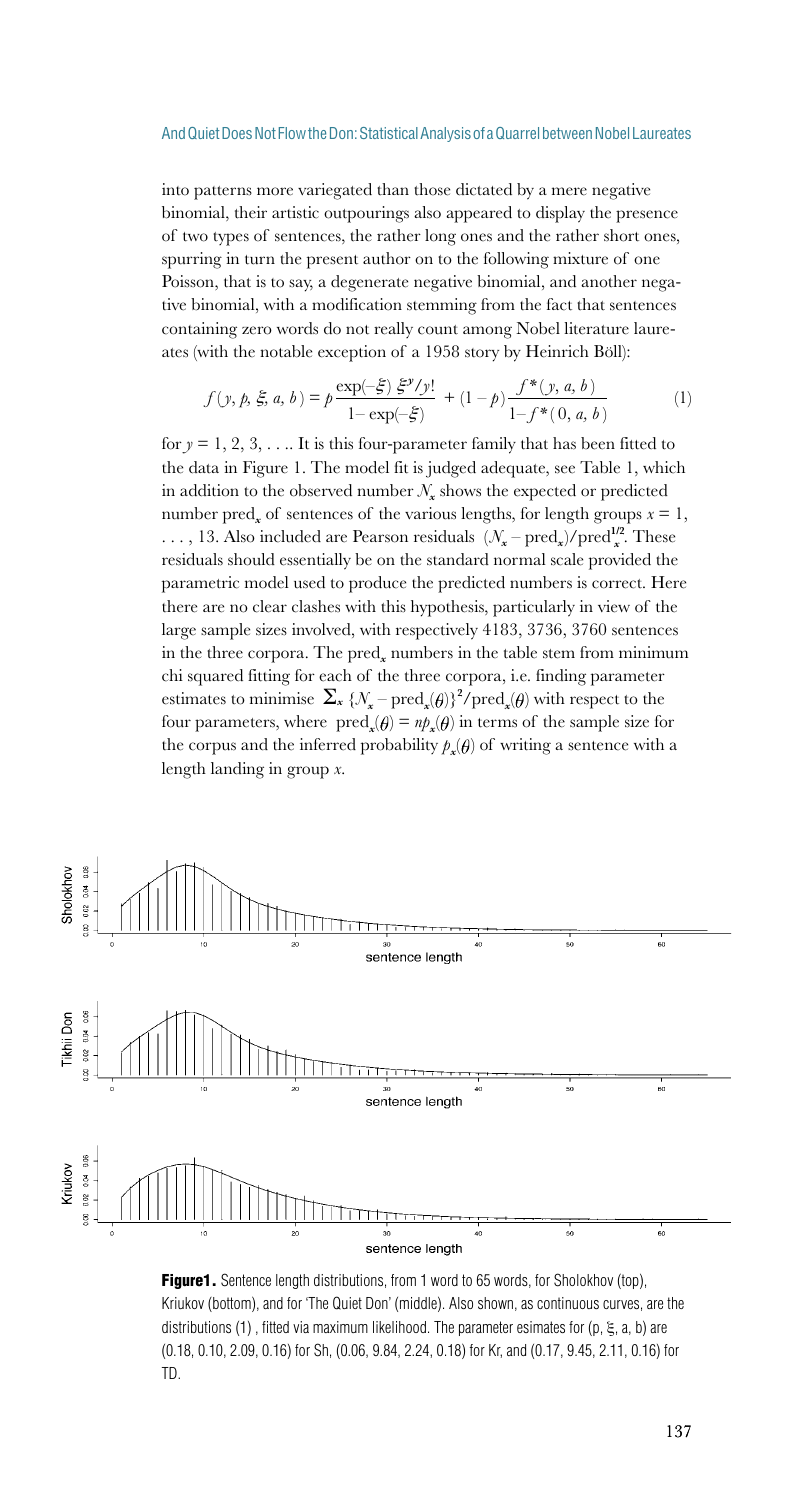into patterns more variegated than those dictated by a mere negative binomial, their artistic outpourings also appeared to display the presence of two types of sentences, the rather long ones and the rather short ones, spurring in turn the present author on to the following mixture of one Poisson, that is to say, a degenerate negative binomial, and another negative binomial, with a modification stemming from the fact that sentences containing zero words do not really count among Nobel literature laureates (with the notable exception of a 1958 story by Heinrich Böll):

$$f(y, p, \xi, a, b) = p\frac{\exp(-\xi)\,\xi^y/y!}{1-\exp(-\xi)} + (1-p)\frac{f^*(y, a, b)}{1-f^*(0, a, b)} \qquad (1)$$

for $y = 1, 2, 3, \ldots$. It is this four-parameter family that has been fitted to the data in Figure 1. The model fit is judged adequate, see Table 1, which in addition to the observed number $N_x$ shows the expected or predicted number $\mathrm{pred}_x$ of sentences of the various lengths, for length groups $x = 1, \ldots, 13$. Also included are Pearson residuals $(N_x - \mathrm{pred}_x)/\mathrm{pred}_x^{1/2}$. These residuals should essentially be on the standard normal scale provided the parametric model used to produce the predicted numbers is correct. Here there are no clear clashes with this hypothesis, particularly in view of the large sample sizes involved, with respectively 4183, 3736, 3760 sentences in the three corpora. The $\mathrm{pred}_x$ numbers in the table stem from minimum chi squared fitting for each of the three corpora, i.e. finding parameter estimates to minimise $\sum_x \{N_x - \mathrm{pred}_x(\theta)\}^2/\mathrm{pred}_x(\theta)$ with respect to the four parameters, where $\mathrm{pred}_x(\theta) = np_x(\theta)$ in terms of the sample size for the corpus and the inferred probability $p_x(\theta)$ of writing a sentence with a length landing in group $x$.

**Figure1.** Sentence length distributions, from 1 word to 65 words, for Sholokhov (top), Kriukov (bottom), and for 'The Quiet Don' (middle). Also shown, as continuous curves, are the distributions (1) , fitted via maximum likelihood. The parameter esimates for (p, ξ, a, b) are (0.18, 0.10, 2.09, 0.16) for Sh, (0.06, 9.84, 2.24, 0.18) for Kr, and (0.17, 9.45, 2.11, 0.16) for TD.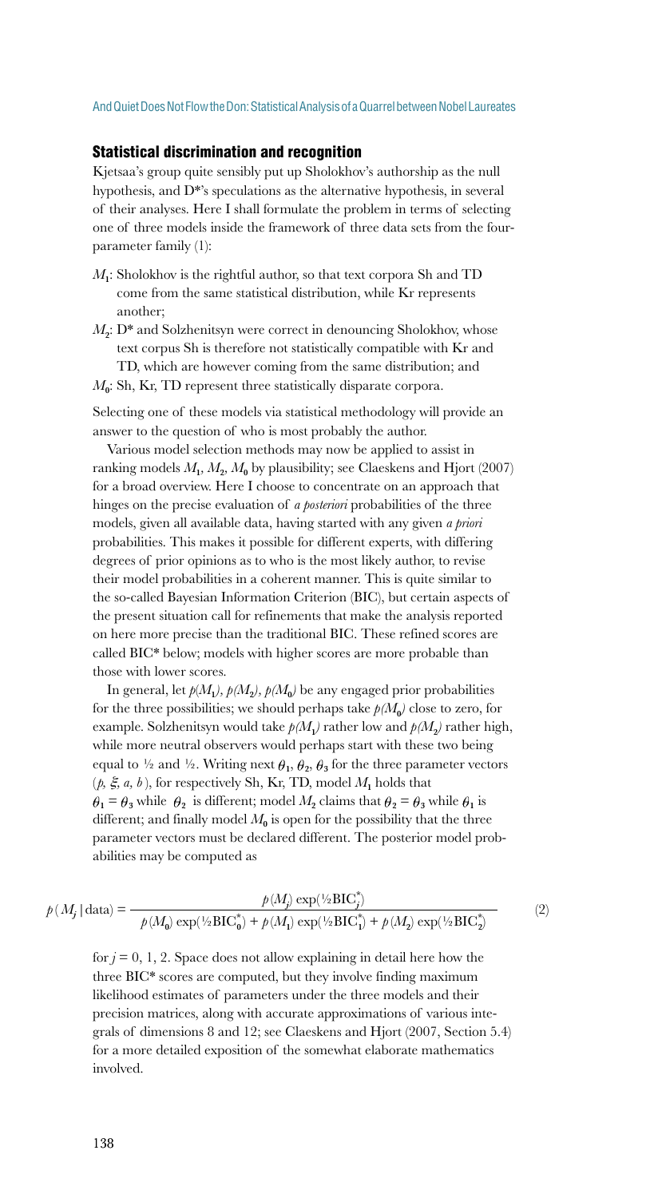## Statistical discrimination and recognition

Kjetsaa's group quite sensibly put up Sholokhov's authorship as the null hypothesis, and D*'s speculations as the alternative hypothesis, in several of their analyses. Here I shall formulate the problem in terms of selecting one of three models inside the framework of three data sets from the four-parameter family (1):

- $M_1$: Sholokhov is the rightful author, so that text corpora Sh and TD come from the same statistical distribution, while Kr represents another;
- $M_2$: D* and Solzhenitsyn were correct in denouncing Sholokhov, whose text corpus Sh is therefore not statistically compatible with Kr and TD, which are however coming from the same distribution; and
- $M_0$: Sh, Kr, TD represent three statistically disparate corpora.

Selecting one of these models via statistical methodology will provide an answer to the question of who is most probably the author.

Various model selection methods may now be applied to assist in ranking models $M_1$, $M_2$, $M_0$ by plausibility; see Claeskens and Hjort (2007) for a broad overview. Here I choose to concentrate on an approach that hinges on the precise evaluation of *a posteriori* probabilities of the three models, given all available data, having started with any given *a priori* probabilities. This makes it possible for different experts, with differing degrees of prior opinions as to who is the most likely author, to revise their model probabilities in a coherent manner. This is quite similar to the so-called Bayesian Information Criterion (BIC), but certain aspects of the present situation call for refinements that make the analysis reported on here more precise than the traditional BIC. These refined scores are called BIC* below; models with higher scores are more probable than those with lower scores.

In general, let $p(M_1)$, $p(M_2)$, $p(M_0)$ be any engaged prior probabilities for the three possibilities; we should perhaps take $p(M_0)$ close to zero, for example. Solzhenitsyn would take $p(M_1)$ rather low and $p(M_2)$ rather high, while more neutral observers would perhaps start with these two being equal to ½ and ½. Writing next $\theta_1$, $\theta_2$, $\theta_3$ for the three parameter vectors $(p, \xi, a, b)$, for respectively Sh, Kr, TD, model $M_1$ holds that $\theta_1 = \theta_3$ while $\theta_2$ is different; model $M_2$ claims that $\theta_2 = \theta_3$ while $\theta_1$ is different; and finally model $M_0$ is open for the possibility that the three parameter vectors must be declared different. The posterior model probabilities may be computed as

$$p(M_j \mid \text{data}) = \frac{p(M_j)\exp(\tfrac{1}{2}\text{BIC}_j^*)}{p(M_0)\exp(\tfrac{1}{2}\text{BIC}_0^*) + p(M_1)\exp(\tfrac{1}{2}\text{BIC}_1^*) + p(M_2)\exp(\tfrac{1}{2}\text{BIC}_2^*)} \qquad (2)$$

for $j = 0, 1, 2$. Space does not allow explaining in detail here how the three BIC* scores are computed, but they involve finding maximum likelihood estimates of parameters under the three models and their precision matrices, along with accurate approximations of various integrals of dimensions 8 and 12; see Claeskens and Hjort (2007, Section 5.4) for a more detailed exposition of the somewhat elaborate mathematics involved.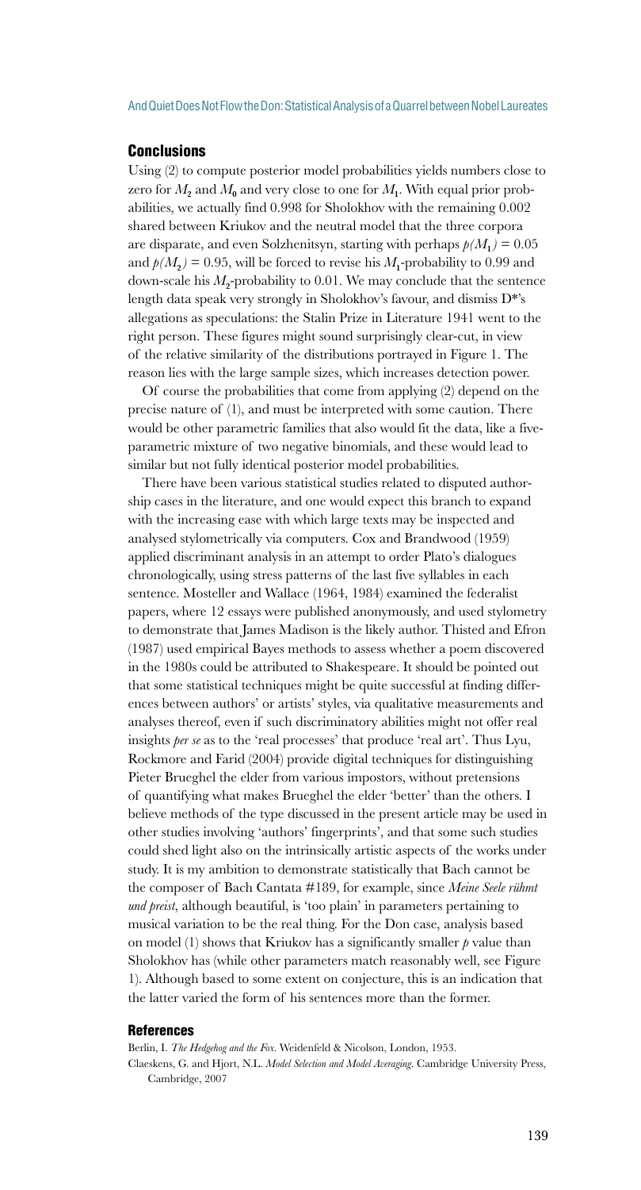## Conclusions

Using (2) to compute posterior model probabilities yields numbers close to zero for $M_2$ and $M_0$ and very close to one for $M_1$. With equal prior probabilities, we actually find 0.998 for Sholokhov with the remaining 0.002 shared between Kriukov and the neutral model that the three corpora are disparate, and even Solzhenitsyn, starting with perhaps $p(M_1) = 0.05$ and $p(M_2) = 0.95$, will be forced to revise his $M_1$-probability to 0.99 and down-scale his $M_2$-probability to 0.01. We may conclude that the sentence length data speak very strongly in Sholokhov's favour, and dismiss D*'s allegations as speculations: the Stalin Prize in Literature 1941 went to the right person. These figures might sound surprisingly clear-cut, in view of the relative similarity of the distributions portrayed in Figure 1. The reason lies with the large sample sizes, which increases detection power.

Of course the probabilities that come from applying (2) depend on the precise nature of (1), and must be interpreted with some caution. There would be other parametric families that also would fit the data, like a five-parametric mixture of two negative binomials, and these would lead to similar but not fully identical posterior model probabilities.

There have been various statistical studies related to disputed authorship cases in the literature, and one would expect this branch to expand with the increasing ease with which large texts may be inspected and analysed stylometrically via computers. Cox and Brandwood (1959) applied discriminant analysis in an attempt to order Plato's dialogues chronologically, using stress patterns of the last five syllables in each sentence. Mosteller and Wallace (1964, 1984) examined the federalist papers, where 12 essays were published anonymously, and used stylometry to demonstrate that James Madison is the likely author. Thisted and Efron (1987) used empirical Bayes methods to assess whether a poem discovered in the 1980s could be attributed to Shakespeare. It should be pointed out that some statistical techniques might be quite successful at finding differences between authors' or artists' styles, via qualitative measurements and analyses thereof, even if such discriminatory abilities might not offer real insights *per se* as to the 'real processes' that produce 'real art'. Thus Lyu, Rockmore and Farid (2004) provide digital techniques for distinguishing Pieter Brueghel the elder from various impostors, without pretensions of quantifying what makes Brueghel the elder 'better' than the others. I believe methods of the type discussed in the present article may be used in other studies involving 'authors' fingerprints', and that some such studies could shed light also on the intrinsically artistic aspects of the works under study. It is my ambition to demonstrate statistically that Bach cannot be the composer of Bach Cantata #189, for example, since *Meine Seele rühmt und preist*, although beautiful, is 'too plain' in parameters pertaining to musical variation to be the real thing. For the Don case, analysis based on model (1) shows that Kriukov has a significantly smaller $p$ value than Sholokhov has (while other parameters match reasonably well, see Figure 1). Although based to some extent on conjecture, this is an indication that the latter varied the form of his sentences more than the former.

## References

Berlin, I. *The Hedgehog and the Fox*. Weidenfeld & Nicolson, London, 1953.

Claeskens, G. and Hjort, N.L. *Model Selection and Model Averaging*. Cambridge University Press, Cambridge, 2007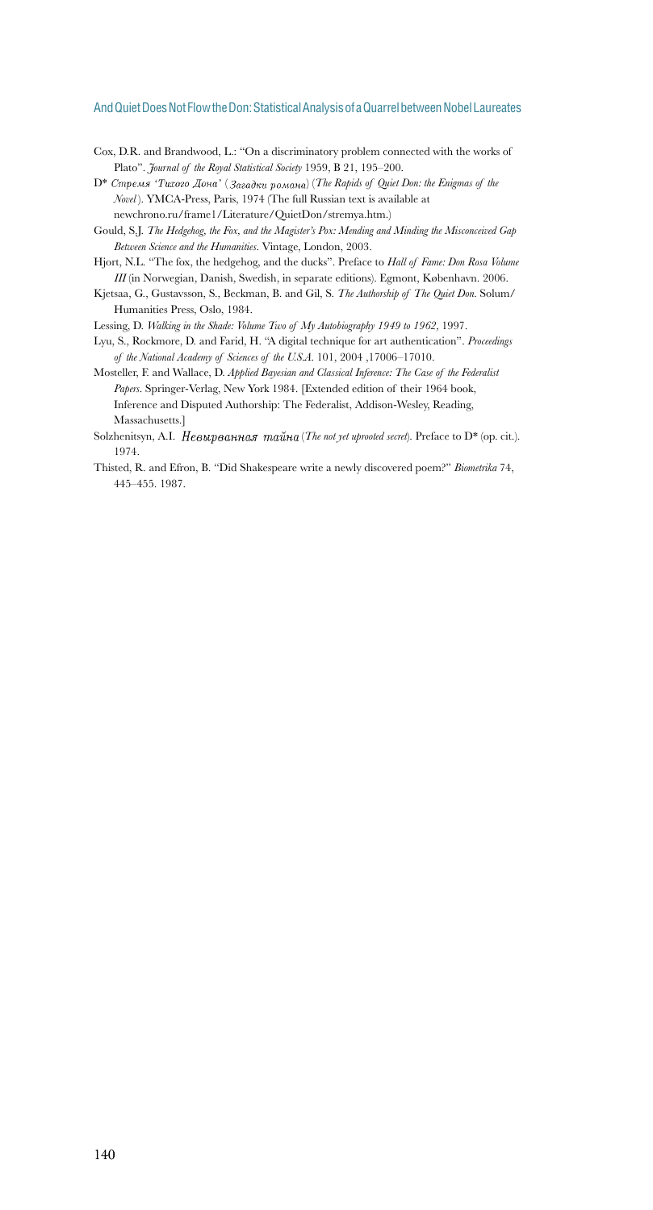Cox, D.R. and Brandwood, L.: "On a discriminatory problem connected with the works of Plato". *Journal of the Royal Statistical Society* 1959, B 21, 195–200.

D* *Стремя 'Тихого Дона'* (*Загадки романа*) (*The Rapids of Quiet Don: the Enigmas of the Novel*). YMCA-Press, Paris, 1974 (The full Russian text is available at newchrono.ru/frame1/Literature/QuietDon/stremya.htm.)

Gould, S.J. *The Hedgehog, the Fox, and the Magister's Pox: Mending and Minding the Misconceived Gap Between Science and the Humanities*. Vintage, London, 2003.

Hjort, N.L. "The fox, the hedgehog, and the ducks". Preface to *Hall of Fame: Don Rosa Volume III* (in Norwegian, Danish, Swedish, in separate editions). Egmont, København. 2006.

Kjetsaa, G., Gustavsson, S., Beckman, B. and Gil, S. *The Authorship of The Quiet Don*. Solum/ Humanities Press, Oslo, 1984.

Lessing, D. *Walking in the Shade: Volume Two of My Autobiography 1949 to 1962*, 1997.

Lyu, S., Rockmore, D. and Farid, H. "A digital technique for art authentication". *Proceedings of the National Academy of Sciences of the U.S.A.* 101, 2004 ,17006–17010.

Mosteller, F. and Wallace, D. *Applied Bayesian and Classical Inference: The Case of the Federalist Papers*. Springer-Verlag, New York 1984. [Extended edition of their 1964 book, Inference and Disputed Authorship: The Federalist, Addison-Wesley, Reading, Massachusetts.]

Solzhenitsyn, A.I. *Невырванная тайна* (*The not yet uprooted secret*). Preface to D* (op. cit.). 1974.

Thisted, R. and Efron, B. "Did Shakespeare write a newly discovered poem?" *Biometrika* 74, 445–455. 1987.